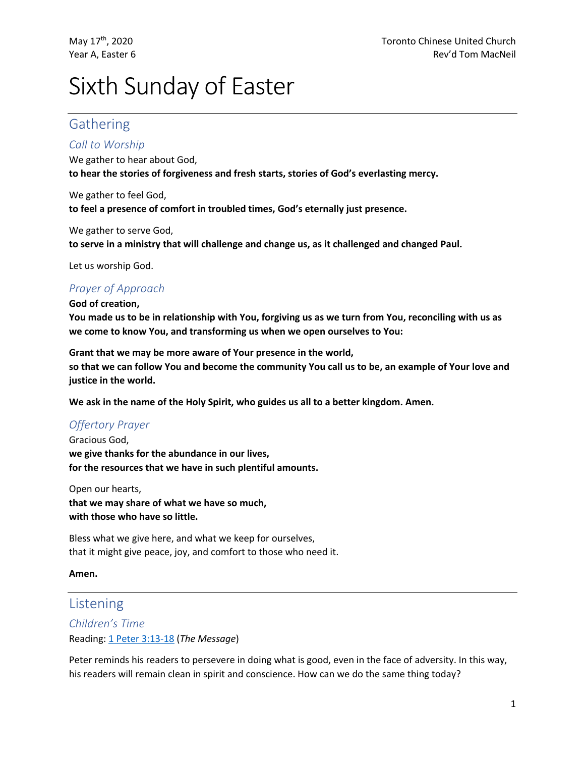May 17th, 2020
Year A, Easter 6

Toronto Chinese United Church
Rev'd Tom MacNeil

# Sixth Sunday of Easter

## Gathering

### *Call to Worship*

We gather to hear about God,
**to hear the stories of forgiveness and fresh starts, stories of God's everlasting mercy.**

We gather to feel God,
**to feel a presence of comfort in troubled times, God's eternally just presence.**

We gather to serve God,
**to serve in a ministry that will challenge and change us, as it challenged and changed Paul.**

Let us worship God.

### *Prayer of Approach*

**God of creation,**
**You made us to be in relationship with You, forgiving us as we turn from You, reconciling with us as we come to know You, and transforming us when we open ourselves to You:**

**Grant that we may be more aware of Your presence in the world,**
**so that we can follow You and become the community You call us to be, an example of Your love and justice in the world.**

**We ask in the name of the Holy Spirit, who guides us all to a better kingdom. Amen.**

### *Offertory Prayer*

Gracious God,
**we give thanks for the abundance in our lives,**
**for the resources that we have in such plentiful amounts.**

Open our hearts,
**that we may share of what we have so much,**
**with those who have so little.**

Bless what we give here, and what we keep for ourselves,
that it might give peace, joy, and comfort to those who need it.

**Amen.**

## Listening

### *Children's Time*

Reading: 1 Peter 3:13-18 (*The Message*)

Peter reminds his readers to persevere in doing what is good, even in the face of adversity. In this way, his readers will remain clean in spirit and conscience. How can we do the same thing today?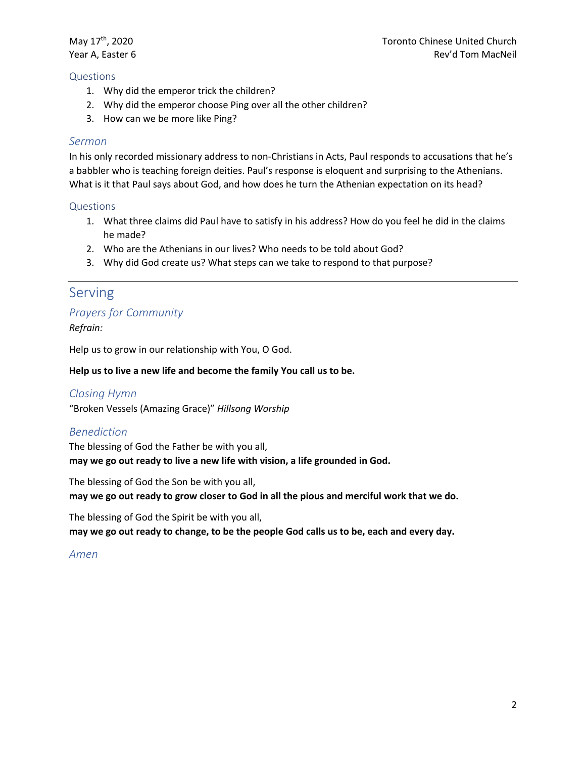### Questions

1. Why did the emperor trick the children?
2. Why did the emperor choose Ping over all the other children?
3. How can we be more like Ping?

### *Sermon*

In his only recorded missionary address to non-Christians in Acts, Paul responds to accusations that he's a babbler who is teaching foreign deities. Paul's response is eloquent and surprising to the Athenians. What is it that Paul says about God, and how does he turn the Athenian expectation on its head?

### Questions

1. What three claims did Paul have to satisfy in his address? How do you feel he did in the claims he made?
2. Who are the Athenians in our lives? Who needs to be told about God?
3. Why did God create us? What steps can we take to respond to that purpose?

---

## Serving

### *Prayers for Community*

*Refrain:*

Help us to grow in our relationship with You, O God.

**Help us to live a new life and become the family You call us to be.**

### *Closing Hymn*

"Broken Vessels (Amazing Grace)" *Hillsong Worship*

### *Benediction*

The blessing of God the Father be with you all,
**may we go out ready to live a new life with vision, a life grounded in God.**

The blessing of God the Son be with you all,
**may we go out ready to grow closer to God in all the pious and merciful work that we do.**

The blessing of God the Spirit be with you all,
**may we go out ready to change, to be the people God calls us to be, each and every day.**

### *Amen*